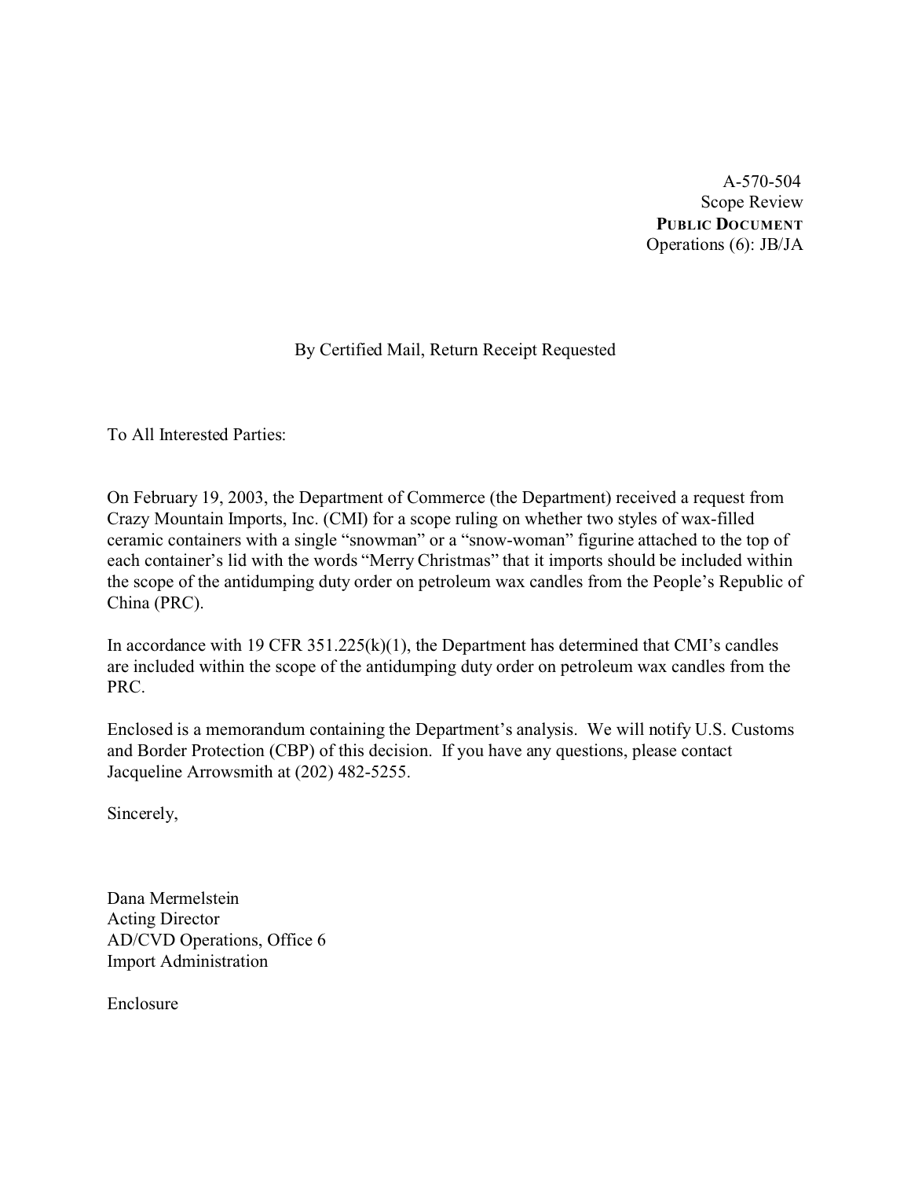A-570-504
Scope Review
**PUBLIC DOCUMENT**
Operations (6): JB/JA

By Certified Mail, Return Receipt Requested

To All Interested Parties:

On February 19, 2003, the Department of Commerce (the Department) received a request from Crazy Mountain Imports, Inc. (CMI) for a scope ruling on whether two styles of wax-filled ceramic containers with a single "snowman" or a "snow-woman" figurine attached to the top of each container's lid with the words "Merry Christmas" that it imports should be included within the scope of the antidumping duty order on petroleum wax candles from the People's Republic of China (PRC).

In accordance with 19 CFR 351.225(k)(1), the Department has determined that CMI's candles are included within the scope of the antidumping duty order on petroleum wax candles from the PRC.

Enclosed is a memorandum containing the Department's analysis. We will notify U.S. Customs and Border Protection (CBP) of this decision. If you have any questions, please contact Jacqueline Arrowsmith at (202) 482-5255.

Sincerely,

Dana Mermelstein
Acting Director
AD/CVD Operations, Office 6
Import Administration

Enclosure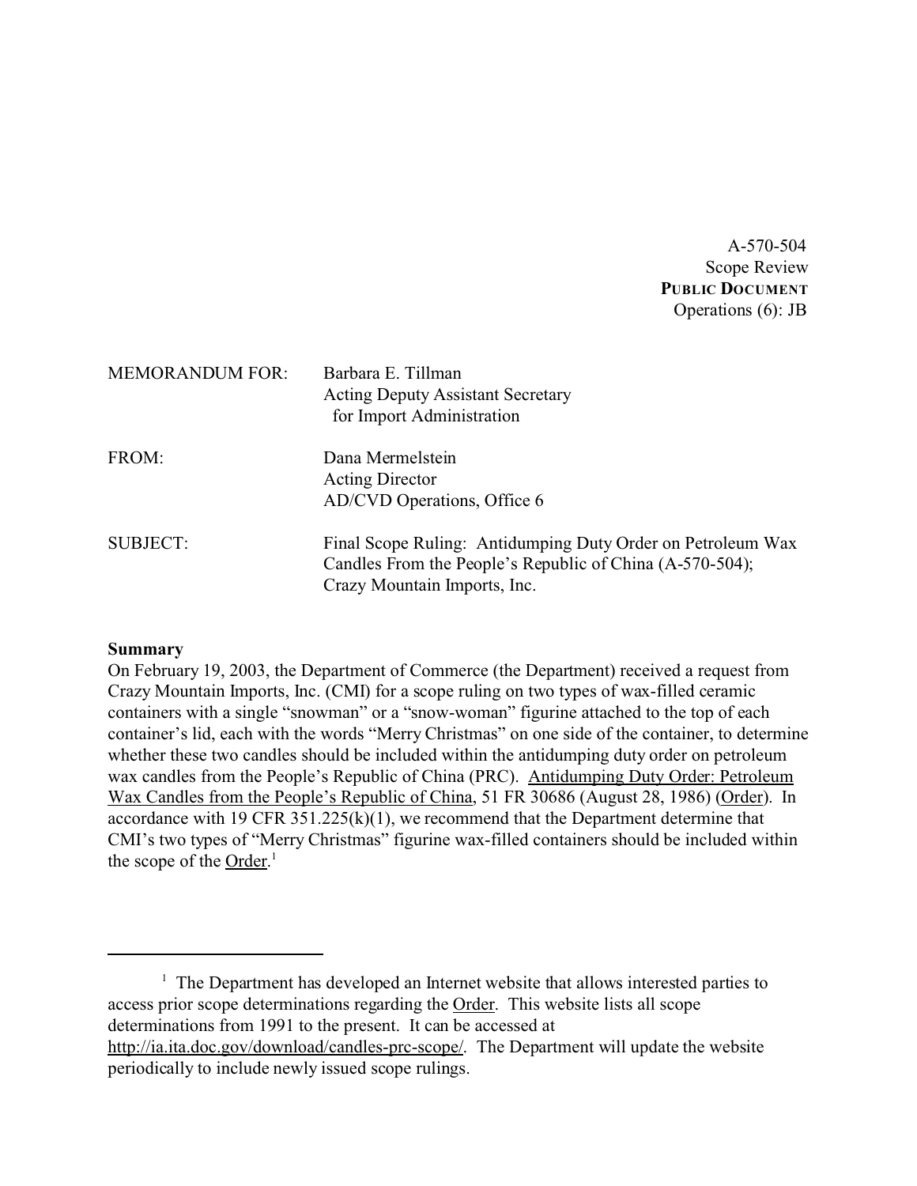A-570-504
Scope Review
**PUBLIC DOCUMENT**
Operations (6): JB

MEMORANDUM FOR: Barbara E. Tillman
Acting Deputy Assistant Secretary
for Import Administration

FROM: Dana Mermelstein
Acting Director
AD/CVD Operations, Office 6

SUBJECT: Final Scope Ruling: Antidumping Duty Order on Petroleum Wax Candles From the People's Republic of China (A-570-504); Crazy Mountain Imports, Inc.

**Summary**

On February 19, 2003, the Department of Commerce (the Department) received a request from Crazy Mountain Imports, Inc. (CMI) for a scope ruling on two types of wax-filled ceramic containers with a single "snowman" or a "snow-woman" figurine attached to the top of each container's lid, each with the words "Merry Christmas" on one side of the container, to determine whether these two candles should be included within the antidumping duty order on petroleum wax candles from the People's Republic of China (PRC). Antidumping Duty Order: Petroleum Wax Candles from the People's Republic of China, 51 FR 30686 (August 28, 1986) (Order). In accordance with 19 CFR 351.225(k)(1), we recommend that the Department determine that CMI's two types of "Merry Christmas" figurine wax-filled containers should be included within the scope of the Order.[1]

[1] The Department has developed an Internet website that allows interested parties to access prior scope determinations regarding the Order. This website lists all scope determinations from 1991 to the present. It can be accessed at http://ia.ita.doc.gov/download/candles-prc-scope/. The Department will update the website periodically to include newly issued scope rulings.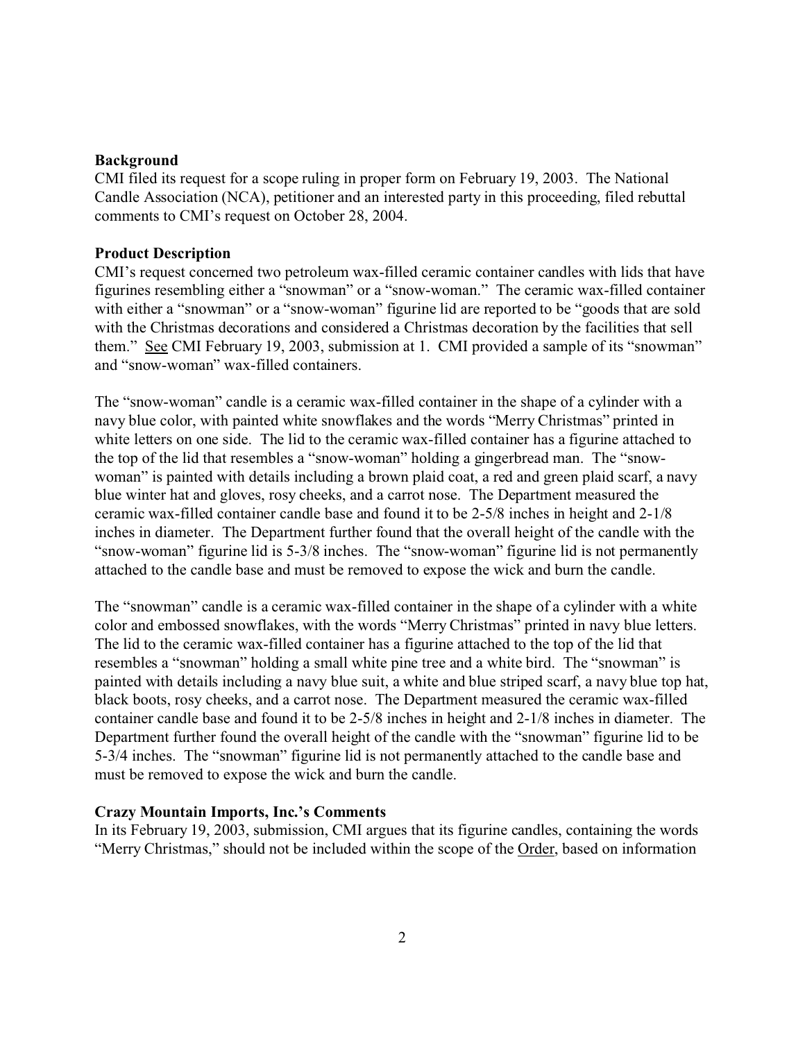### Background

CMI filed its request for a scope ruling in proper form on February 19, 2003. The National Candle Association (NCA), petitioner and an interested party in this proceeding, filed rebuttal comments to CMI's request on October 28, 2004.

### Product Description

CMI's request concerned two petroleum wax-filled ceramic container candles with lids that have figurines resembling either a "snowman" or a "snow-woman." The ceramic wax-filled container with either a "snowman" or a "snow-woman" figurine lid are reported to be "goods that are sold with the Christmas decorations and considered a Christmas decoration by the facilities that sell them." See CMI February 19, 2003, submission at 1. CMI provided a sample of its "snowman" and "snow-woman" wax-filled containers.

The "snow-woman" candle is a ceramic wax-filled container in the shape of a cylinder with a navy blue color, with painted white snowflakes and the words "Merry Christmas" printed in white letters on one side. The lid to the ceramic wax-filled container has a figurine attached to the top of the lid that resembles a "snow-woman" holding a gingerbread man. The "snow-woman" is painted with details including a brown plaid coat, a red and green plaid scarf, a navy blue winter hat and gloves, rosy cheeks, and a carrot nose. The Department measured the ceramic wax-filled container candle base and found it to be 2-5/8 inches in height and 2-1/8 inches in diameter. The Department further found that the overall height of the candle with the "snow-woman" figurine lid is 5-3/8 inches. The "snow-woman" figurine lid is not permanently attached to the candle base and must be removed to expose the wick and burn the candle.

The "snowman" candle is a ceramic wax-filled container in the shape of a cylinder with a white color and embossed snowflakes, with the words "Merry Christmas" printed in navy blue letters. The lid to the ceramic wax-filled container has a figurine attached to the top of the lid that resembles a "snowman" holding a small white pine tree and a white bird. The "snowman" is painted with details including a navy blue suit, a white and blue striped scarf, a navy blue top hat, black boots, rosy cheeks, and a carrot nose. The Department measured the ceramic wax-filled container candle base and found it to be 2-5/8 inches in height and 2-1/8 inches in diameter. The Department further found the overall height of the candle with the "snowman" figurine lid to be 5-3/4 inches. The "snowman" figurine lid is not permanently attached to the candle base and must be removed to expose the wick and burn the candle.

### Crazy Mountain Imports, Inc.'s Comments

In its February 19, 2003, submission, CMI argues that its figurine candles, containing the words "Merry Christmas," should not be included within the scope of the Order, based on information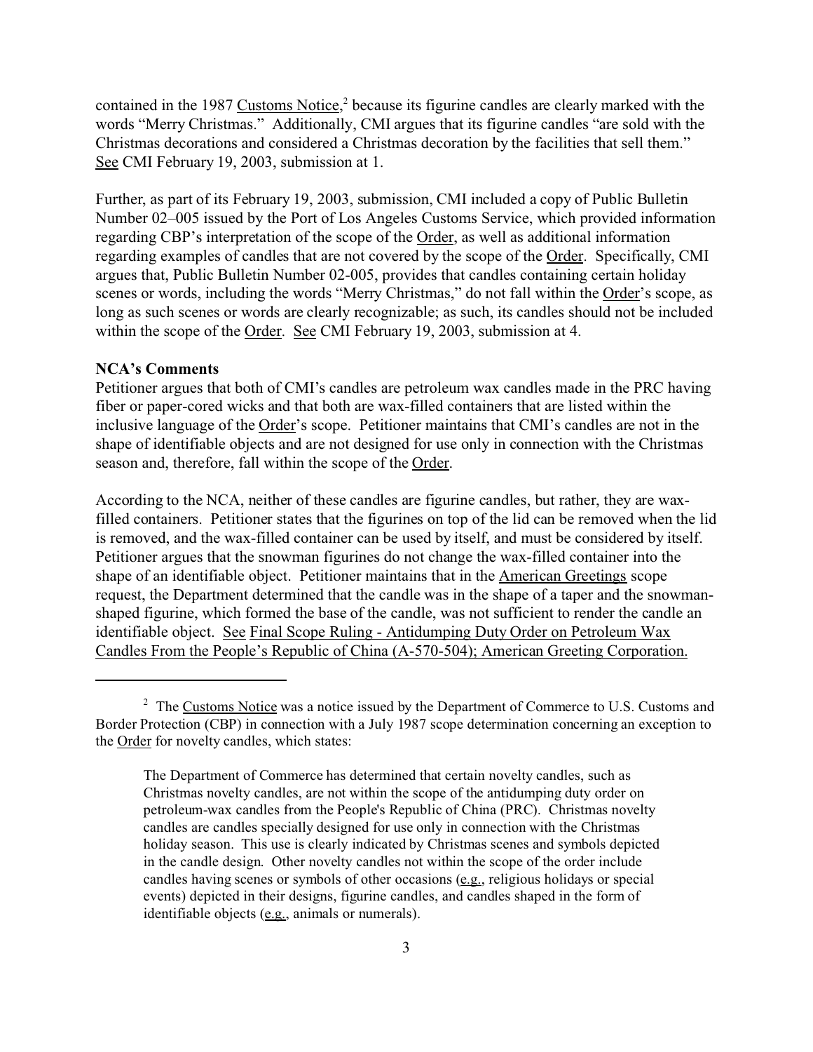contained in the 1987 Customs Notice,[2] because its figurine candles are clearly marked with the words "Merry Christmas." Additionally, CMI argues that its figurine candles "are sold with the Christmas decorations and considered a Christmas decoration by the facilities that sell them." See CMI February 19, 2003, submission at 1.

Further, as part of its February 19, 2003, submission, CMI included a copy of Public Bulletin Number 02–005 issued by the Port of Los Angeles Customs Service, which provided information regarding CBP's interpretation of the scope of the Order, as well as additional information regarding examples of candles that are not covered by the scope of the Order. Specifically, CMI argues that, Public Bulletin Number 02-005, provides that candles containing certain holiday scenes or words, including the words "Merry Christmas," do not fall within the Order's scope, as long as such scenes or words are clearly recognizable; as such, its candles should not be included within the scope of the Order. See CMI February 19, 2003, submission at 4.

**NCA's Comments**

Petitioner argues that both of CMI's candles are petroleum wax candles made in the PRC having fiber or paper-cored wicks and that both are wax-filled containers that are listed within the inclusive language of the Order's scope. Petitioner maintains that CMI's candles are not in the shape of identifiable objects and are not designed for use only in connection with the Christmas season and, therefore, fall within the scope of the Order.

According to the NCA, neither of these candles are figurine candles, but rather, they are wax-filled containers. Petitioner states that the figurines on top of the lid can be removed when the lid is removed, and the wax-filled container can be used by itself, and must be considered by itself. Petitioner argues that the snowman figurines do not change the wax-filled container into the shape of an identifiable object. Petitioner maintains that in the American Greetings scope request, the Department determined that the candle was in the shape of a taper and the snowman-shaped figurine, which formed the base of the candle, was not sufficient to render the candle an identifiable object. See Final Scope Ruling - Antidumping Duty Order on Petroleum Wax Candles From the People's Republic of China (A-570-504); American Greeting Corporation.

---

[2] The Customs Notice was a notice issued by the Department of Commerce to U.S. Customs and Border Protection (CBP) in connection with a July 1987 scope determination concerning an exception to the Order for novelty candles, which states:

> The Department of Commerce has determined that certain novelty candles, such as Christmas novelty candles, are not within the scope of the antidumping duty order on petroleum-wax candles from the People's Republic of China (PRC). Christmas novelty candles are candles specially designed for use only in connection with the Christmas holiday season. This use is clearly indicated by Christmas scenes and symbols depicted in the candle design. Other novelty candles not within the scope of the order include candles having scenes or symbols of other occasions (e.g., religious holidays or special events) depicted in their designs, figurine candles, and candles shaped in the form of identifiable objects (e.g., animals or numerals).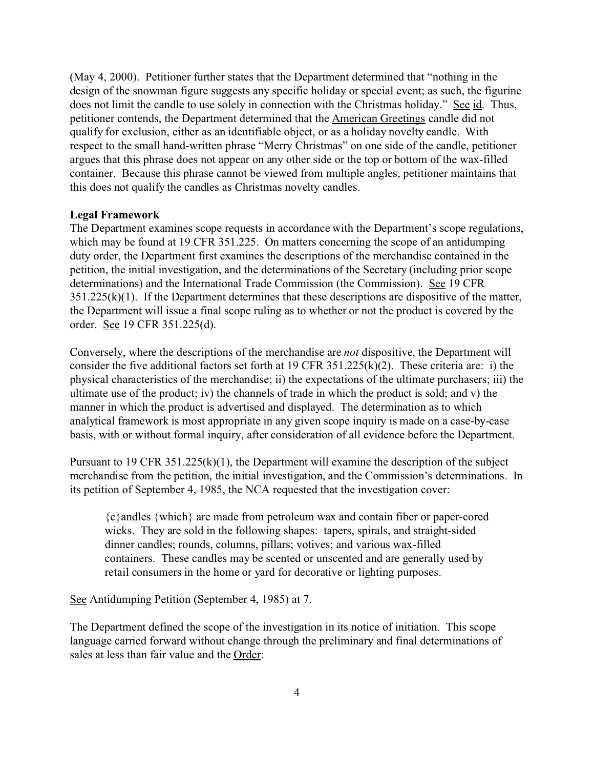(May 4, 2000). Petitioner further states that the Department determined that "nothing in the design of the snowman figure suggests any specific holiday or special event; as such, the figurine does not limit the candle to use solely in connection with the Christmas holiday." See id. Thus, petitioner contends, the Department determined that the American Greetings candle did not qualify for exclusion, either as an identifiable object, or as a holiday novelty candle. With respect to the small hand-written phrase "Merry Christmas" on one side of the candle, petitioner argues that this phrase does not appear on any other side or the top or bottom of the wax-filled container. Because this phrase cannot be viewed from multiple angles, petitioner maintains that this does not qualify the candles as Christmas novelty candles.

**Legal Framework**

The Department examines scope requests in accordance with the Department's scope regulations, which may be found at 19 CFR 351.225. On matters concerning the scope of an antidumping duty order, the Department first examines the descriptions of the merchandise contained in the petition, the initial investigation, and the determinations of the Secretary (including prior scope determinations) and the International Trade Commission (the Commission). See 19 CFR 351.225(k)(1). If the Department determines that these descriptions are dispositive of the matter, the Department will issue a final scope ruling as to whether or not the product is covered by the order. See 19 CFR 351.225(d).

Conversely, where the descriptions of the merchandise are *not* dispositive, the Department will consider the five additional factors set forth at 19 CFR 351.225(k)(2). These criteria are: i) the physical characteristics of the merchandise; ii) the expectations of the ultimate purchasers; iii) the ultimate use of the product; iv) the channels of trade in which the product is sold; and v) the manner in which the product is advertised and displayed. The determination as to which analytical framework is most appropriate in any given scope inquiry is made on a case-by-case basis, with or without formal inquiry, after consideration of all evidence before the Department.

Pursuant to 19 CFR 351.225(k)(1), the Department will examine the description of the subject merchandise from the petition, the initial investigation, and the Commission's determinations. In its petition of September 4, 1985, the NCA requested that the investigation cover:

> {c}andles {which} are made from petroleum wax and contain fiber or paper-cored wicks. They are sold in the following shapes: tapers, spirals, and straight-sided dinner candles; rounds, columns, pillars; votives; and various wax-filled containers. These candles may be scented or unscented and are generally used by retail consumers in the home or yard for decorative or lighting purposes.

See Antidumping Petition (September 4, 1985) at 7.

The Department defined the scope of the investigation in its notice of initiation. This scope language carried forward without change through the preliminary and final determinations of sales at less than fair value and the Order: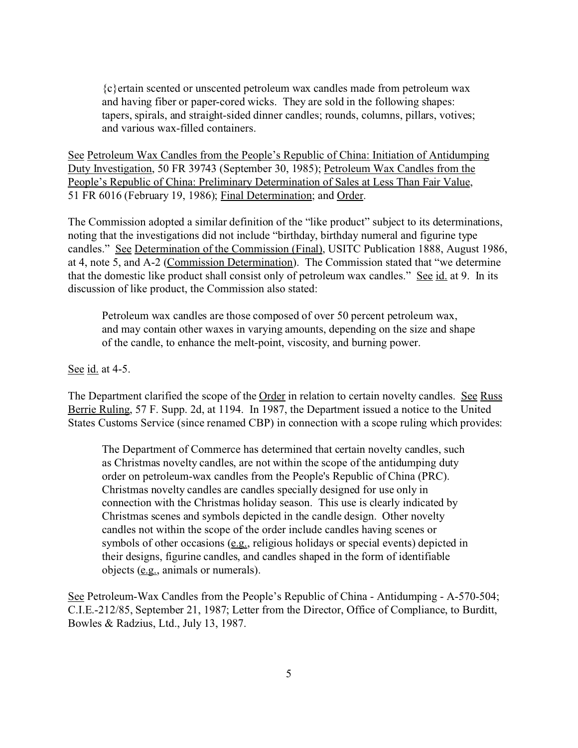> {c}ertain scented or unscented petroleum wax candles made from petroleum wax and having fiber or paper-cored wicks. They are sold in the following shapes: tapers, spirals, and straight-sided dinner candles; rounds, columns, pillars, votives; and various wax-filled containers.

See Petroleum Wax Candles from the People's Republic of China: Initiation of Antidumping Duty Investigation, 50 FR 39743 (September 30, 1985); Petroleum Wax Candles from the People's Republic of China: Preliminary Determination of Sales at Less Than Fair Value, 51 FR 6016 (February 19, 1986); Final Determination; and Order.

The Commission adopted a similar definition of the "like product" subject to its determinations, noting that the investigations did not include "birthday, birthday numeral and figurine type candles." See Determination of the Commission (Final), USITC Publication 1888, August 1986, at 4, note 5, and A-2 (Commission Determination). The Commission stated that "we determine that the domestic like product shall consist only of petroleum wax candles." See id. at 9. In its discussion of like product, the Commission also stated:

> Petroleum wax candles are those composed of over 50 percent petroleum wax, and may contain other waxes in varying amounts, depending on the size and shape of the candle, to enhance the melt-point, viscosity, and burning power.

See id. at 4-5.

The Department clarified the scope of the Order in relation to certain novelty candles. See Russ Berrie Ruling, 57 F. Supp. 2d, at 1194. In 1987, the Department issued a notice to the United States Customs Service (since renamed CBP) in connection with a scope ruling which provides:

> The Department of Commerce has determined that certain novelty candles, such as Christmas novelty candles, are not within the scope of the antidumping duty order on petroleum-wax candles from the People's Republic of China (PRC). Christmas novelty candles are candles specially designed for use only in connection with the Christmas holiday season. This use is clearly indicated by Christmas scenes and symbols depicted in the candle design. Other novelty candles not within the scope of the order include candles having scenes or symbols of other occasions (e.g., religious holidays or special events) depicted in their designs, figurine candles, and candles shaped in the form of identifiable objects (e.g., animals or numerals).

See Petroleum-Wax Candles from the People's Republic of China - Antidumping - A-570-504; C.I.E.-212/85, September 21, 1987; Letter from the Director, Office of Compliance, to Burditt, Bowles & Radzius, Ltd., July 13, 1987.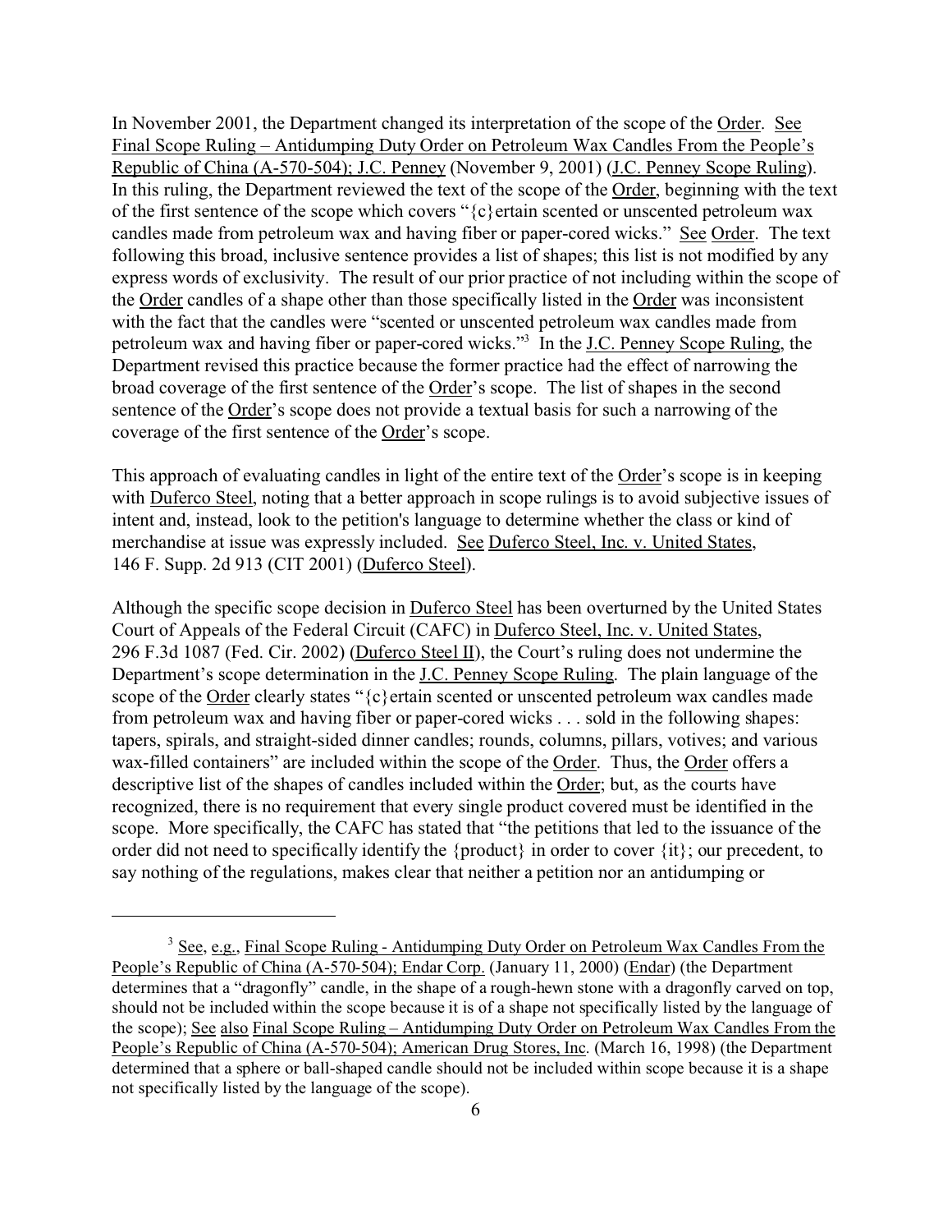In November 2001, the Department changed its interpretation of the scope of the Order. See Final Scope Ruling – Antidumping Duty Order on Petroleum Wax Candles From the People's Republic of China (A-570-504); J.C. Penney (November 9, 2001) (J.C. Penney Scope Ruling). In this ruling, the Department reviewed the text of the scope of the Order, beginning with the text of the first sentence of the scope which covers "{c}ertain scented or unscented petroleum wax candles made from petroleum wax and having fiber or paper-cored wicks." See Order. The text following this broad, inclusive sentence provides a list of shapes; this list is not modified by any express words of exclusivity. The result of our prior practice of not including within the scope of the Order candles of a shape other than those specifically listed in the Order was inconsistent with the fact that the candles were "scented or unscented petroleum wax candles made from petroleum wax and having fiber or paper-cored wicks."[3] In the J.C. Penney Scope Ruling, the Department revised this practice because the former practice had the effect of narrowing the broad coverage of the first sentence of the Order's scope. The list of shapes in the second sentence of the Order's scope does not provide a textual basis for such a narrowing of the coverage of the first sentence of the Order's scope.

This approach of evaluating candles in light of the entire text of the Order's scope is in keeping with Duferco Steel, noting that a better approach in scope rulings is to avoid subjective issues of intent and, instead, look to the petition's language to determine whether the class or kind of merchandise at issue was expressly included. See Duferco Steel, Inc. v. United States, 146 F. Supp. 2d 913 (CIT 2001) (Duferco Steel).

Although the specific scope decision in Duferco Steel has been overturned by the United States Court of Appeals of the Federal Circuit (CAFC) in Duferco Steel, Inc. v. United States, 296 F.3d 1087 (Fed. Cir. 2002) (Duferco Steel II), the Court's ruling does not undermine the Department's scope determination in the J.C. Penney Scope Ruling. The plain language of the scope of the Order clearly states "{c}ertain scented or unscented petroleum wax candles made from petroleum wax and having fiber or paper-cored wicks . . . sold in the following shapes: tapers, spirals, and straight-sided dinner candles; rounds, columns, pillars, votives; and various wax-filled containers" are included within the scope of the Order. Thus, the Order offers a descriptive list of the shapes of candles included within the Order; but, as the courts have recognized, there is no requirement that every single product covered must be identified in the scope. More specifically, the CAFC has stated that "the petitions that led to the issuance of the order did not need to specifically identify the {product} in order to cover {it}; our precedent, to say nothing of the regulations, makes clear that neither a petition nor an antidumping or

---

[3] See, e.g., Final Scope Ruling - Antidumping Duty Order on Petroleum Wax Candles From the People's Republic of China (A-570-504); Endar Corp. (January 11, 2000) (Endar) (the Department determines that a "dragonfly" candle, in the shape of a rough-hewn stone with a dragonfly carved on top, should not be included within the scope because it is of a shape not specifically listed by the language of the scope); See also Final Scope Ruling – Antidumping Duty Order on Petroleum Wax Candles From the People's Republic of China (A-570-504); American Drug Stores, Inc. (March 16, 1998) (the Department determined that a sphere or ball-shaped candle should not be included within scope because it is a shape not specifically listed by the language of the scope).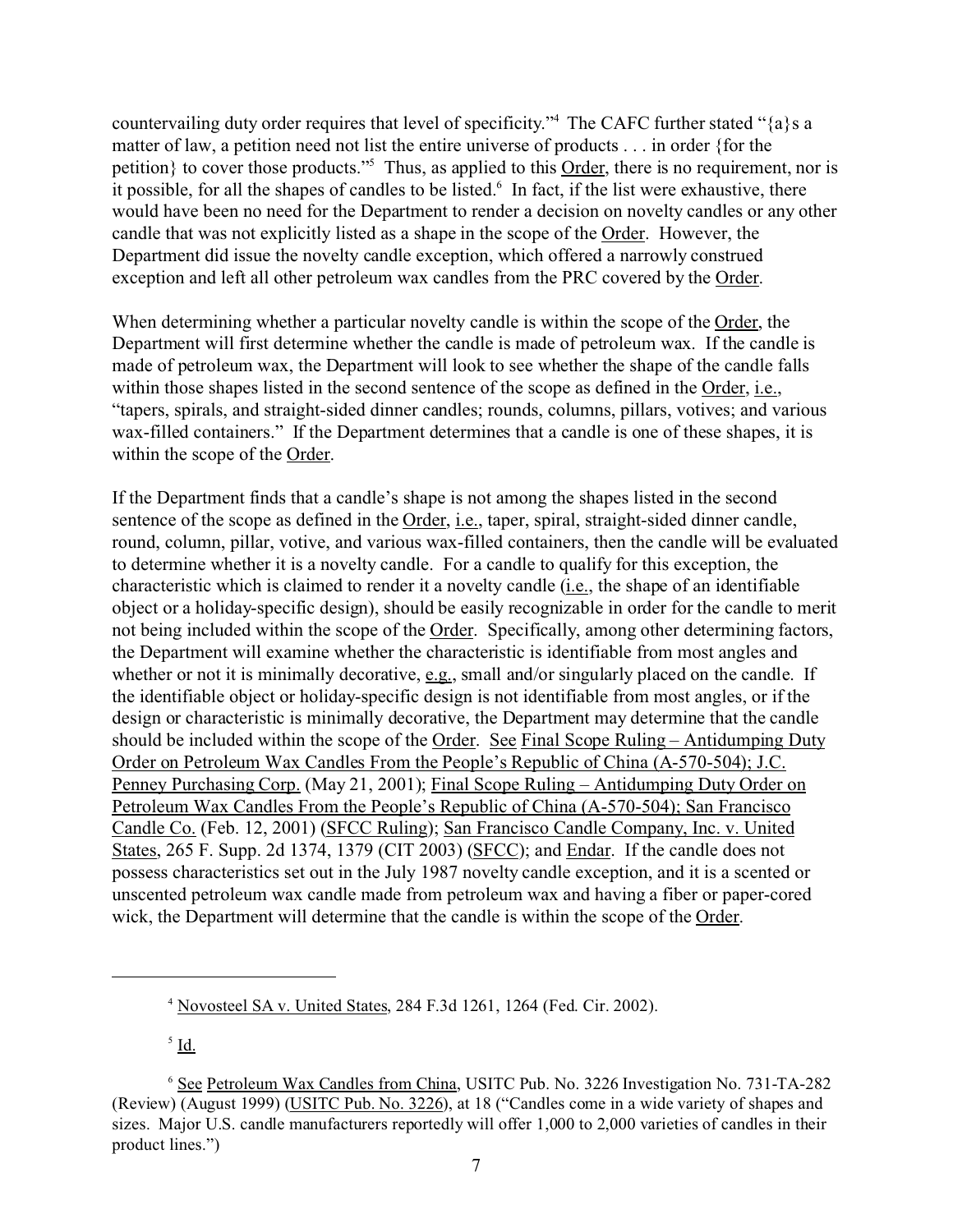countervailing duty order requires that level of specificity."[4] The CAFC further stated "{a}s a matter of law, a petition need not list the entire universe of products . . . in order {for the petition} to cover those products."[5] Thus, as applied to this Order, there is no requirement, nor is it possible, for all the shapes of candles to be listed.[6] In fact, if the list were exhaustive, there would have been no need for the Department to render a decision on novelty candles or any other candle that was not explicitly listed as a shape in the scope of the Order. However, the Department did issue the novelty candle exception, which offered a narrowly construed exception and left all other petroleum wax candles from the PRC covered by the Order.

When determining whether a particular novelty candle is within the scope of the Order, the Department will first determine whether the candle is made of petroleum wax. If the candle is made of petroleum wax, the Department will look to see whether the shape of the candle falls within those shapes listed in the second sentence of the scope as defined in the Order, i.e., "tapers, spirals, and straight-sided dinner candles; rounds, columns, pillars, votives; and various wax-filled containers." If the Department determines that a candle is one of these shapes, it is within the scope of the Order.

If the Department finds that a candle's shape is not among the shapes listed in the second sentence of the scope as defined in the Order, i.e., taper, spiral, straight-sided dinner candle, round, column, pillar, votive, and various wax-filled containers, then the candle will be evaluated to determine whether it is a novelty candle. For a candle to qualify for this exception, the characteristic which is claimed to render it a novelty candle (i.e., the shape of an identifiable object or a holiday-specific design), should be easily recognizable in order for the candle to merit not being included within the scope of the Order. Specifically, among other determining factors, the Department will examine whether the characteristic is identifiable from most angles and whether or not it is minimally decorative, e.g., small and/or singularly placed on the candle. If the identifiable object or holiday-specific design is not identifiable from most angles, or if the design or characteristic is minimally decorative, the Department may determine that the candle should be included within the scope of the Order. See Final Scope Ruling – Antidumping Duty Order on Petroleum Wax Candles From the People's Republic of China (A-570-504); J.C. Penney Purchasing Corp. (May 21, 2001); Final Scope Ruling – Antidumping Duty Order on Petroleum Wax Candles From the People's Republic of China (A-570-504); San Francisco Candle Co. (Feb. 12, 2001) (SFCC Ruling); San Francisco Candle Company, Inc. v. United States, 265 F. Supp. 2d 1374, 1379 (CIT 2003) (SFCC); and Endar. If the candle does not possess characteristics set out in the July 1987 novelty candle exception, and it is a scented or unscented petroleum wax candle made from petroleum wax and having a fiber or paper-cored wick, the Department will determine that the candle is within the scope of the Order.

---

[4] Novosteel SA v. United States, 284 F.3d 1261, 1264 (Fed. Cir. 2002).

[5] Id.

[6] See Petroleum Wax Candles from China, USITC Pub. No. 3226 Investigation No. 731-TA-282 (Review) (August 1999) (USITC Pub. No. 3226), at 18 ("Candles come in a wide variety of shapes and sizes. Major U.S. candle manufacturers reportedly will offer 1,000 to 2,000 varieties of candles in their product lines.")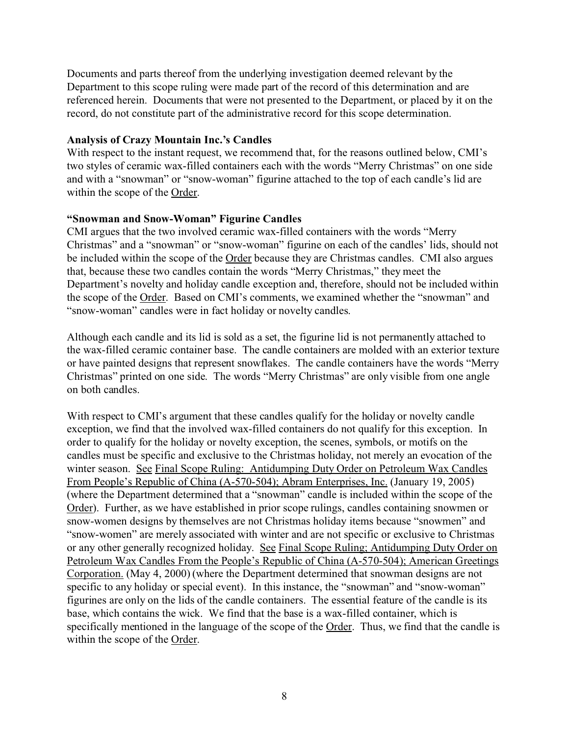Documents and parts thereof from the underlying investigation deemed relevant by the Department to this scope ruling were made part of the record of this determination and are referenced herein. Documents that were not presented to the Department, or placed by it on the record, do not constitute part of the administrative record for this scope determination.

**Analysis of Crazy Mountain Inc.'s Candles**

With respect to the instant request, we recommend that, for the reasons outlined below, CMI's two styles of ceramic wax-filled containers each with the words "Merry Christmas" on one side and with a "snowman" or "snow-woman" figurine attached to the top of each candle's lid are within the scope of the Order.

**"Snowman and Snow-Woman" Figurine Candles**

CMI argues that the two involved ceramic wax-filled containers with the words "Merry Christmas" and a "snowman" or "snow-woman" figurine on each of the candles' lids, should not be included within the scope of the Order because they are Christmas candles. CMI also argues that, because these two candles contain the words "Merry Christmas," they meet the Department's novelty and holiday candle exception and, therefore, should not be included within the scope of the Order. Based on CMI's comments, we examined whether the "snowman" and "snow-woman" candles were in fact holiday or novelty candles.

Although each candle and its lid is sold as a set, the figurine lid is not permanently attached to the wax-filled ceramic container base. The candle containers are molded with an exterior texture or have painted designs that represent snowflakes. The candle containers have the words "Merry Christmas" printed on one side. The words "Merry Christmas" are only visible from one angle on both candles.

With respect to CMI's argument that these candles qualify for the holiday or novelty candle exception, we find that the involved wax-filled containers do not qualify for this exception. In order to qualify for the holiday or novelty exception, the scenes, symbols, or motifs on the candles must be specific and exclusive to the Christmas holiday, not merely an evocation of the winter season. See Final Scope Ruling: Antidumping Duty Order on Petroleum Wax Candles From People's Republic of China (A-570-504); Abram Enterprises, Inc. (January 19, 2005) (where the Department determined that a "snowman" candle is included within the scope of the Order). Further, as we have established in prior scope rulings, candles containing snowmen or snow-women designs by themselves are not Christmas holiday items because "snowmen" and "snow-women" are merely associated with winter and are not specific or exclusive to Christmas or any other generally recognized holiday. See Final Scope Ruling; Antidumping Duty Order on Petroleum Wax Candles From the People's Republic of China (A-570-504); American Greetings Corporation. (May 4, 2000) (where the Department determined that snowman designs are not specific to any holiday or special event). In this instance, the "snowman" and "snow-woman" figurines are only on the lids of the candle containers. The essential feature of the candle is its base, which contains the wick. We find that the base is a wax-filled container, which is specifically mentioned in the language of the scope of the Order. Thus, we find that the candle is within the scope of the Order.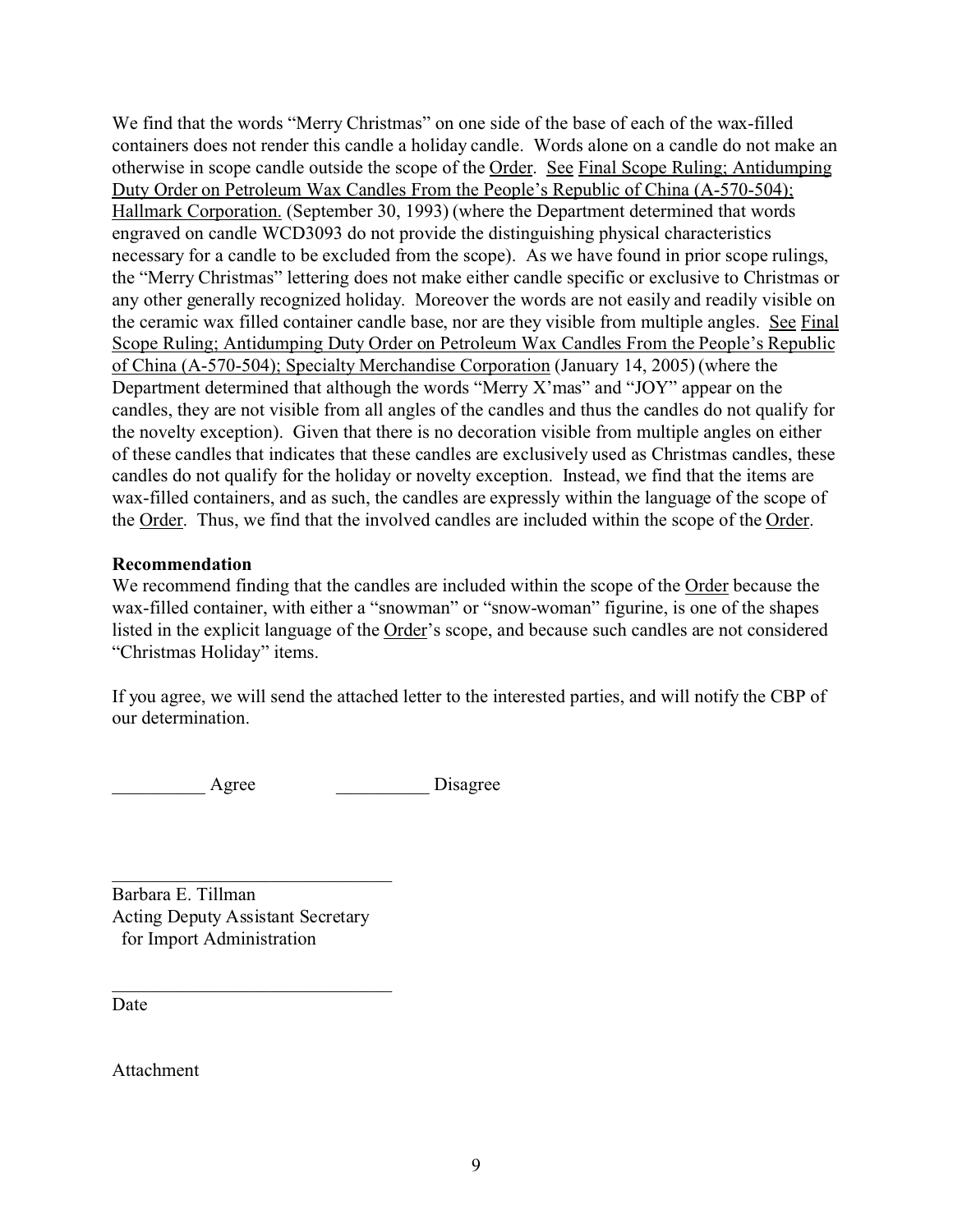We find that the words "Merry Christmas" on one side of the base of each of the wax-filled containers does not render this candle a holiday candle. Words alone on a candle do not make an otherwise in scope candle outside the scope of the Order. See Final Scope Ruling; Antidumping Duty Order on Petroleum Wax Candles From the People's Republic of China (A-570-504); Hallmark Corporation. (September 30, 1993) (where the Department determined that words engraved on candle WCD3093 do not provide the distinguishing physical characteristics necessary for a candle to be excluded from the scope). As we have found in prior scope rulings, the "Merry Christmas" lettering does not make either candle specific or exclusive to Christmas or any other generally recognized holiday. Moreover the words are not easily and readily visible on the ceramic wax filled container candle base, nor are they visible from multiple angles. See Final Scope Ruling; Antidumping Duty Order on Petroleum Wax Candles From the People's Republic of China (A-570-504); Specialty Merchandise Corporation (January 14, 2005) (where the Department determined that although the words "Merry X'mas" and "JOY" appear on the candles, they are not visible from all angles of the candles and thus the candles do not qualify for the novelty exception). Given that there is no decoration visible from multiple angles on either of these candles that indicates that these candles are exclusively used as Christmas candles, these candles do not qualify for the holiday or novelty exception. Instead, we find that the items are wax-filled containers, and as such, the candles are expressly within the language of the scope of the Order. Thus, we find that the involved candles are included within the scope of the Order.

**Recommendation**

We recommend finding that the candles are included within the scope of the Order because the wax-filled container, with either a "snowman" or "snow-woman" figurine, is one of the shapes listed in the explicit language of the Order's scope, and because such candles are not considered "Christmas Holiday" items.

If you agree, we will send the attached letter to the interested parties, and will notify the CBP of our determination.

__________ Agree __________ Disagree

______________________________

Barbara E. Tillman
Acting Deputy Assistant Secretary
for Import Administration

______________________________

Date

Attachment